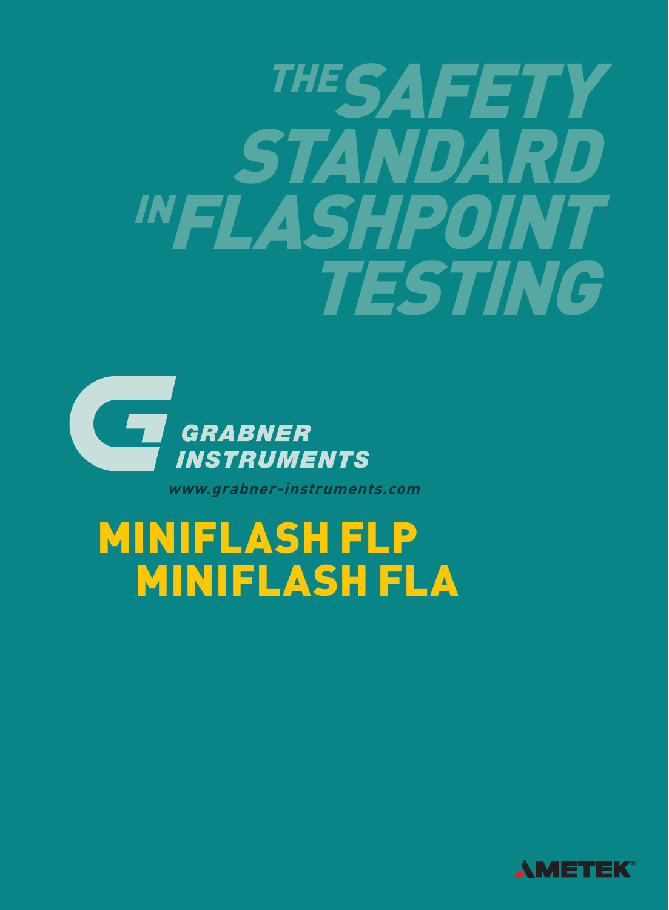# THE SAFETY STANDARD IN FLASHPOINT TESTING

GRABNER INSTRUMENTS

www.grabner-instruments.com

## MINIFLASH FLP
## MINIFLASH FLA

AMETEK®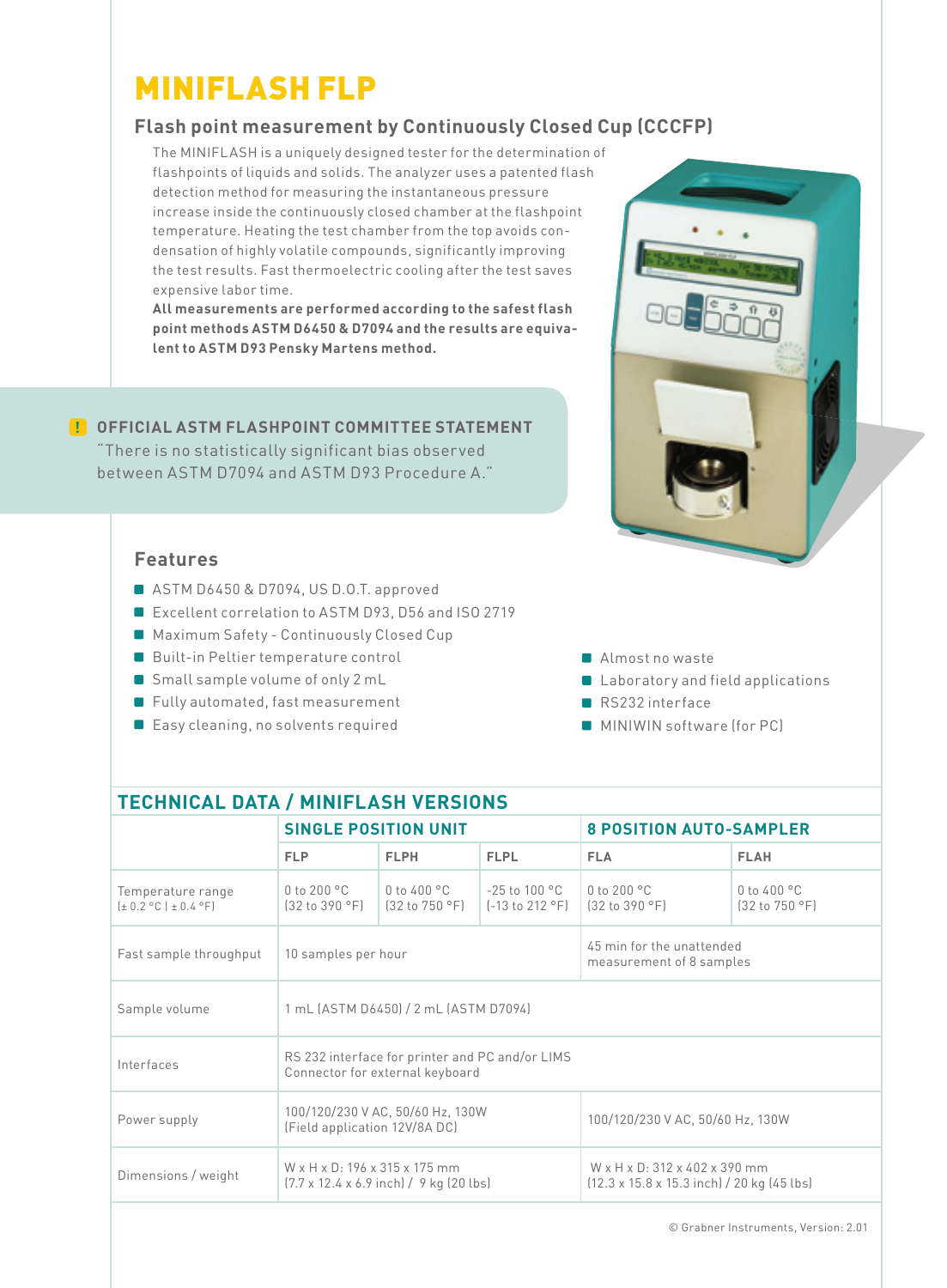# MINIFLASH FLP

## Flash point measurement by Continuously Closed Cup (CCCFP)

The MINIFLASH is a uniquely designed tester for the determination of flashpoints of liquids and solids. The analyzer uses a patented flash detection method for measuring the instantaneous pressure increase inside the continuously closed chamber at the flashpoint temperature. Heating the test chamber from the top avoids condensation of highly volatile compounds, significantly improving the test results. Fast thermoelectric cooling after the test saves expensive labor time.

**All measurements are performed according to the safest flash point methods ASTM D6450 & D7094 and the results are equivalent to ASTM D93 Pensky Martens method.**

### OFFICIAL ASTM FLASHPOINT COMMITTEE STATEMENT

"There is no statistically significant bias observed between ASTM D7094 and ASTM D93 Procedure A."

### Features

- ASTM D6450 & D7094, US D.O.T. approved
- Excellent correlation to ASTM D93, D56 and ISO 2719
- Maximum Safety - Continuously Closed Cup
- Built-in Peltier temperature control
- Small sample volume of only 2 mL
- Fully automated, fast measurement
- Easy cleaning, no solvents required
- Almost no waste
- Laboratory and field applications
- RS232 interface
- MINIWIN software (for PC)

## TECHNICAL DATA / MINIFLASH VERSIONS

| | SINGLE POSITION UNIT | | | 8 POSITION AUTO-SAMPLER | |
|---|---|---|---|---|---|
| | FLP | FLPH | FLPL | FLA | FLAH |
| Temperature range (± 0.2 °C \| ± 0.4 °F) | 0 to 200 °C (32 to 390 °F) | 0 to 400 °C (32 to 750 °F) | -25 to 100 °C (-13 to 212 °F) | 0 to 200 °C (32 to 390 °F) | 0 to 400 °C (32 to 750 °F) |
| Fast sample throughput | 10 samples per hour | | | 45 min for the unattended measurement of 8 samples | |
| Sample volume | 1 mL (ASTM D6450) / 2 mL (ASTM D7094) | | | | |
| Interfaces | RS 232 interface for printer and PC and/or LIMS Connector for external keyboard | | | | |
| Power supply | 100/120/230 V AC, 50/60 Hz, 130W (Field application 12V/8A DC) | | | 100/120/230 V AC, 50/60 Hz, 130W | |
| Dimensions / weight | W x H x D: 196 x 315 x 175 mm (7.7 x 12.4 x 6.9 inch) / 9 kg (20 lbs) | | | W x H x D: 312 x 402 x 390 mm (12.3 x 15.8 x 15.3 inch) / 20 kg (45 lbs) | |

© Grabner Instruments, Version: 2.01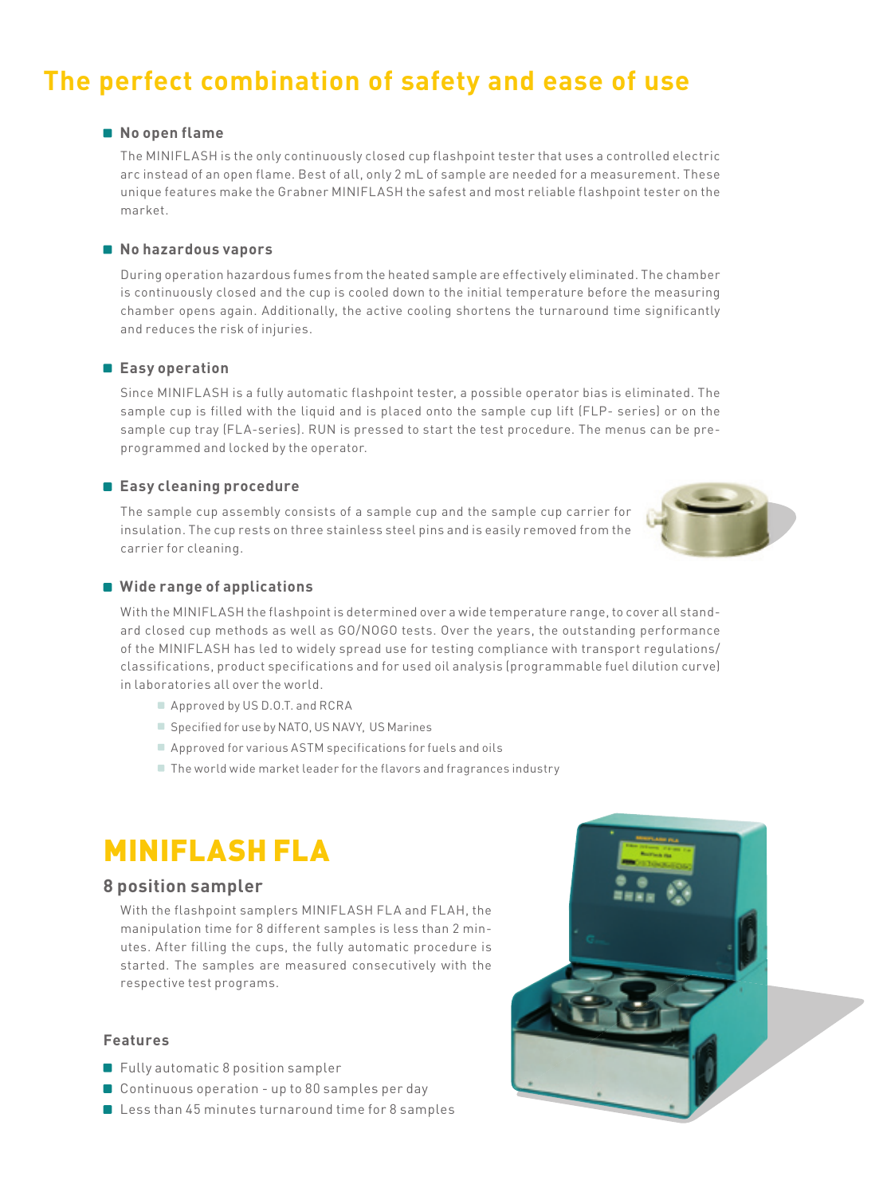# The perfect combination of safety and ease of use

- **No open flame**

  The MINIFLASH is the only continuously closed cup flashpoint tester that uses a controlled electric arc instead of an open flame. Best of all, only 2 mL of sample are needed for a measurement. These unique features make the Grabner MINIFLASH the safest and most reliable flashpoint tester on the market.

- **No hazardous vapors**

  During operation hazardous fumes from the heated sample are effectively eliminated. The chamber is continuously closed and the cup is cooled down to the initial temperature before the measuring chamber opens again. Additionally, the active cooling shortens the turnaround time significantly and reduces the risk of injuries.

- **Easy operation**

  Since MINIFLASH is a fully automatic flashpoint tester, a possible operator bias is eliminated. The sample cup is filled with the liquid and is placed onto the sample cup lift (FLP- series) or on the sample cup tray (FLA-series). RUN is pressed to start the test procedure. The menus can be pre-programmed and locked by the operator.

- **Easy cleaning procedure**

  The sample cup assembly consists of a sample cup and the sample cup carrier for insulation. The cup rests on three stainless steel pins and is easily removed from the carrier for cleaning.

- **Wide range of applications**

  With the MINIFLASH the flashpoint is determined over a wide temperature range, to cover all standard closed cup methods as well as GO/NOGO tests. Over the years, the outstanding performance of the MINIFLASH has led to widely spread use for testing compliance with transport regulations/ classifications, product specifications and for used oil analysis (programmable fuel dilution curve) in laboratories all over the world.

  - Approved by US D.O.T. and RCRA
  - Specified for use by NATO, US NAVY, US Marines
  - Approved for various ASTM specifications for fuels and oils
  - The world wide market leader for the flavors and fragrances industry

# MINIFLASH FLA

## 8 position sampler

With the flashpoint samplers MINIFLASH FLA and FLAH, the manipulation time for 8 different samples is less than 2 minutes. After filling the cups, the fully automatic procedure is started. The samples are measured consecutively with the respective test programs.

### Features

- Fully automatic 8 position sampler
- Continuous operation - up to 80 samples per day
- Less than 45 minutes turnaround time for 8 samples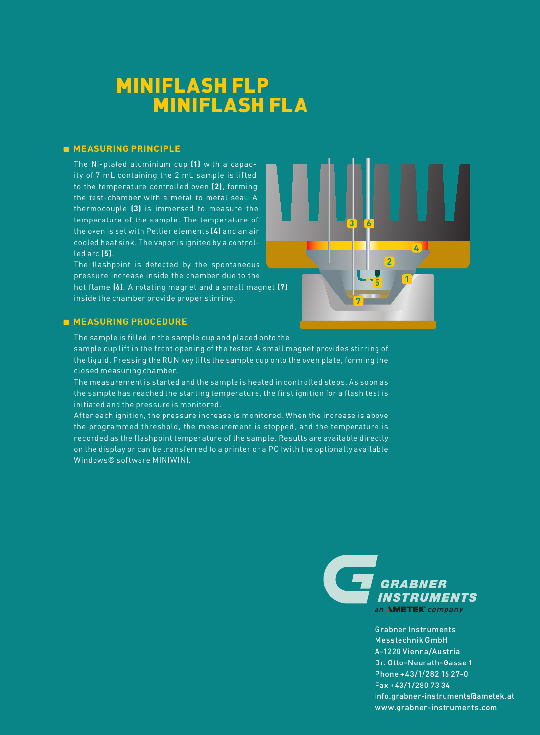# MINIFLASH FLP
# MINIFLASH FLA

## MEASURING PRINCIPLE

The Ni-plated aluminium cup **(1)** with a capacity of 7 mL containing the 2 mL sample is lifted to the temperature controlled oven **(2)**, forming the test-chamber with a metal to metal seal. A thermocouple **(3)** is immersed to measure the temperature of the sample. The temperature of the oven is set with Peltier elements **(4)** and an air cooled heat sink. The vapor is ignited by a controlled arc **(5)**.

The flashpoint is detected by the spontaneous pressure increase inside the chamber due to the hot flame **(6)**. A rotating magnet and a small magnet **(7)** inside the chamber provide proper stirring.

## MEASURING PROCEDURE

The sample is filled in the sample cup and placed onto the sample cup lift in the front opening of the tester. A small magnet provides stirring of the liquid. Pressing the RUN key lifts the sample cup onto the oven plate, forming the closed measuring chamber.

The measurement is started and the sample is heated in controlled steps. As soon as the sample has reached the starting temperature, the first ignition for a flash test is initiated and the pressure is monitored.

After each ignition, the pressure increase is monitored. When the increase is above the programmed threshold, the measurement is stopped, and the temperature is recorded as the flashpoint temperature of the sample. Results are available directly on the display or can be transferred to a printer or a PC (with the optionally available Windows® software MINIWIN).

GRABNER INSTRUMENTS
an AMETEK company

Grabner Instruments
Messtechnik GmbH
A-1220 Vienna/Austria
Dr. Otto-Neurath-Gasse 1
Phone +43/1/282 16 27-0
Fax +43/1/280 73 34
info.grabner-instruments@ametek.at
www.grabner-instruments.com